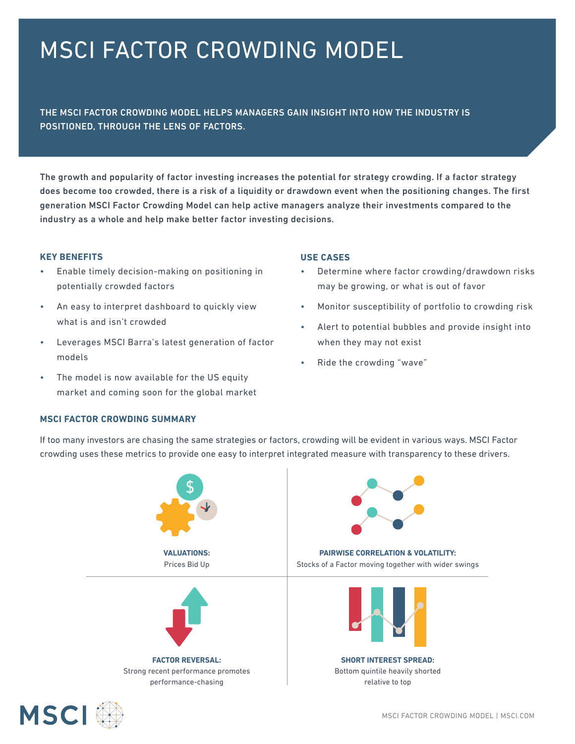# MSCI FACTOR CROWDING MODEL

**THE MSCI FACTOR CROWDING MODEL HELPS MANAGERS GAIN INSIGHT INTO HOW THE INDUSTRY IS POSITIONED, THROUGH THE LENS OF FACTORS.**

**The growth and popularity of factor investing increases the potential for strategy crowding. If a factor strategy does become too crowded, there is a risk of a liquidity or drawdown event when the positioning changes. The first generation MSCI Factor Crowding Model can help active managers analyze their investments compared to the industry as a whole and help make better factor investing decisions.**

### KEY BENEFITS

- Enable timely decision-making on positioning in potentially crowded factors
- An easy to interpret dashboard to quickly view what is and isn't crowded
- Leverages MSCI Barra's latest generation of factor models
- The model is now available for the US equity market and coming soon for the global market

### USE CASES

- Determine where factor crowding/drawdown risks may be growing, or what is out of favor
- Monitor susceptibility of portfolio to crowding risk
- Alert to potential bubbles and provide insight into when they may not exist
- Ride the crowding "wave"

### MSCI FACTOR CROWDING SUMMARY

If too many investors are chasing the same strategies or factors, crowding will be evident in various ways. MSCI Factor crowding uses these metrics to provide one easy to interpret integrated measure with transparency to these drivers.

**VALUATIONS:**
Prices Bid Up

**PAIRWISE CORRELATION & VOLATILITY:**
Stocks of a Factor moving together with wider swings

**FACTOR REVERSAL:**
Strong recent performance promotes performance-chasing

**SHORT INTEREST SPREAD:**
Bottom quintile heavily shorted relative to top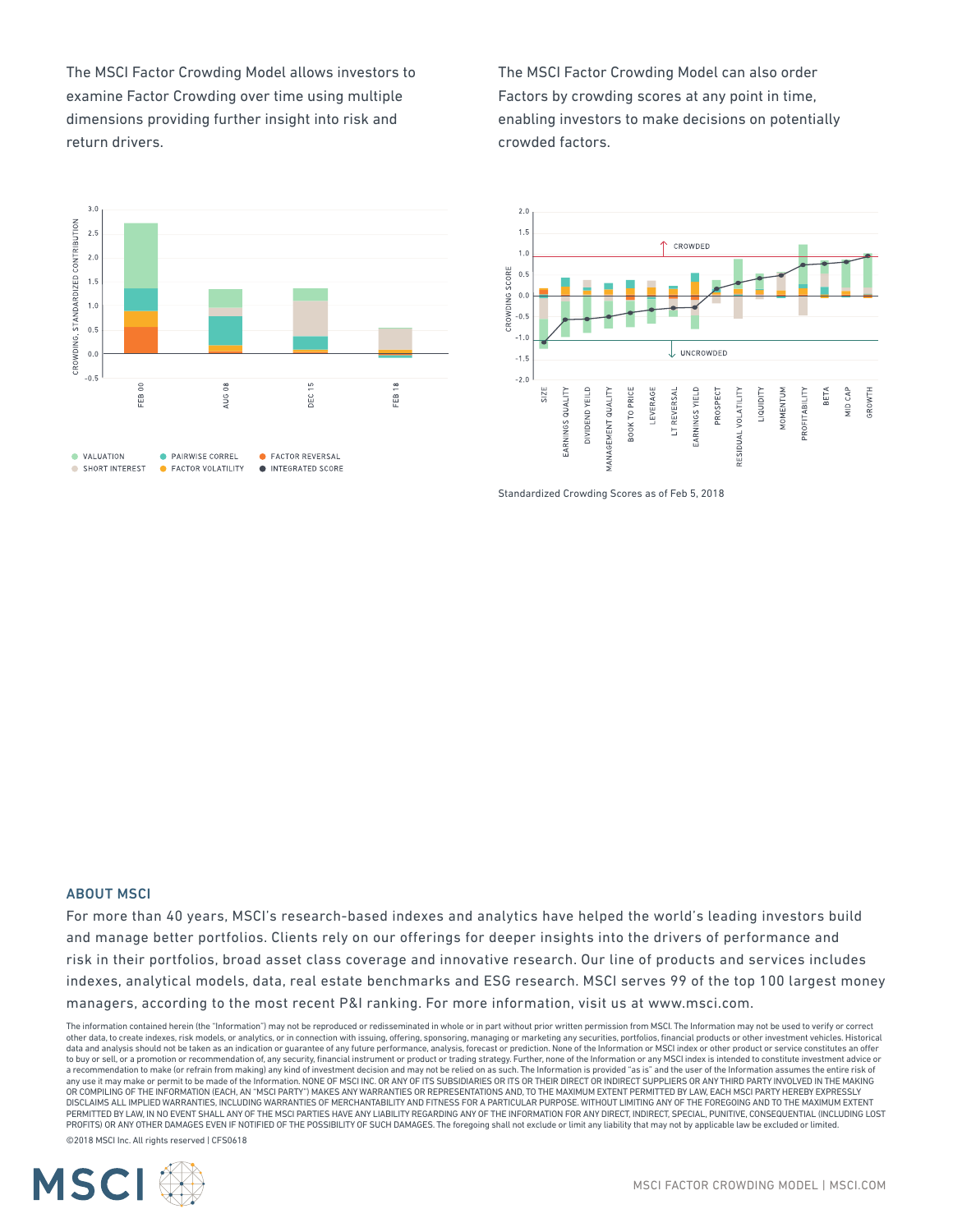The MSCI Factor Crowding Model allows investors to examine Factor Crowding over time using multiple dimensions providing further insight into risk and return drivers.

3.0
2.5
2.0
1.5
1.0
0.5
0.0
-0.5

CROWDING, STANDARDIZED CONTRIBUTION

FEB 00
AUG 08
DEC 15
FEB 18

VALUATION
SHORT INTEREST
PAIRWISE CORREL
FACTOR VOLATILITY
FACTOR REVERSAL
INTEGRATED SCORE

The MSCI Factor Crowding Model can also order Factors by crowding scores at any point in time, enabling investors to make decisions on potentially crowded factors.

2.0
1.5
1.0
0.5
0.0
-0.5
-1.0
-1.5
-2.0

CROWDING SCORE

CROWDED

UNCROWDED

SIZE
EARNINGS QUALITY
DIVIDEND YEILD
MANAGEMENT QUALITY
BOOK TO PRICE
LEVERAGE
LT REVERSAL
EARNINGS YIELD
PROSPECT
RESIDUAL VOLATILITY
LIQUIDITY
MOMENTUM
PROFITABILITY
BETA
MID CAP
GROWTH

Standardized Crowding Scores as of Feb 5, 2018

## ABOUT MSCI

For more than 40 years, MSCI's research-based indexes and analytics have helped the world's leading investors build and manage better portfolios. Clients rely on our offerings for deeper insights into the drivers of performance and risk in their portfolios, broad asset class coverage and innovative research. Our line of products and services includes indexes, analytical models, data, real estate benchmarks and ESG research. MSCI serves 99 of the top 100 largest money managers, according to the most recent P&I ranking. For more information, visit us at www.msci.com.

The information contained herein (the "Information") may not be reproduced or redisseminated in whole or in part without prior written permission from MSCI. The Information may not be used to verify or correct other data, to create indexes, risk models, or analytics, or in connection with issuing, offering, sponsoring, managing or marketing any securities, portfolios, financial products or other investment vehicles. Historical data and analysis should not be taken as an indication or guarantee of any future performance, analysis, forecast or prediction. None of the Information or MSCI index or other product or service constitutes an offer to buy or sell, or a promotion or recommendation of, any security, financial instrument or product or trading strategy. Further, none of the Information or any MSCI index is intended to constitute investment advice or a recommendation to make (or refrain from making) any kind of investment decision and may not be relied on as such. The Information is provided "as is" and the user of the Information assumes the entire risk of any use it may make or permit to be made of the Information. NONE OF MSCI INC. OR ANY OF ITS SUBSIDIARIES OR ITS OR THEIR DIRECT OR INDIRECT SUPPLIERS OR ANY THIRD PARTY INVOLVED IN THE MAKING OR COMPILING OF THE INFORMATION (EACH, AN "MSCI PARTY") MAKES ANY WARRANTIES OR REPRESENTATIONS AND, TO THE MAXIMUM EXTENT PERMITTED BY LAW, EACH MSCI PARTY HEREBY EXPRESSLY DISCLAIMS ALL IMPLIED WARRANTIES, INCLUDING WARRANTIES OF MERCHANTABILITY AND FITNESS FOR A PARTICULAR PURPOSE. WITHOUT LIMITING ANY OF THE FOREGOING AND TO THE MAXIMUM EXTENT PERMITTED BY LAW, IN NO EVENT SHALL ANY OF THE MSCI PARTIES HAVE ANY LIABILITY REGARDING ANY OF THE INFORMATION FOR ANY DIRECT, INDIRECT, SPECIAL, PUNITIVE, CONSEQUENTIAL (INCLUDING LOST PROFITS) OR ANY OTHER DAMAGES EVEN IF NOTIFIED OF THE POSSIBILITY OF SUCH DAMAGES. The foregoing shall not exclude or limit any liability that may not by applicable law be excluded or limited.

©2018 MSCI Inc. All rights reserved | CFS0618